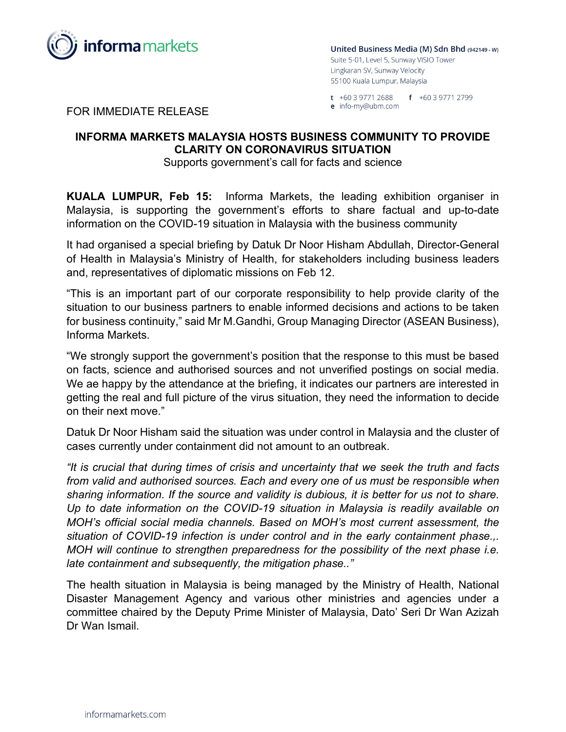United Business Media (M) Sdn Bhd (942149 - W)
Suite 5-01, Level 5, Sunway VISIO Tower
Lingkaran SV, Sunway Velocity
55100 Kuala Lumpur, Malaysia

t +60 3 9771 2688 f +60 3 9771 2799
e info-my@ubm.com

FOR IMMEDIATE RELEASE

# INFORMA MARKETS MALAYSIA HOSTS BUSINESS COMMUNITY TO PROVIDE CLARITY ON CORONAVIRUS SITUATION

Supports government's call for facts and science

**KUALA LUMPUR, Feb 15:** Informa Markets, the leading exhibition organiser in Malaysia, is supporting the government's efforts to share factual and up-to-date information on the COVID-19 situation in Malaysia with the business community

It had organised a special briefing by Datuk Dr Noor Hisham Abdullah, Director-General of Health in Malaysia's Ministry of Health, for stakeholders including business leaders and, representatives of diplomatic missions on Feb 12.

"This is an important part of our corporate responsibility to help provide clarity of the situation to our business partners to enable informed decisions and actions to be taken for business continuity," said Mr M.Gandhi, Group Managing Director (ASEAN Business), Informa Markets.

"We strongly support the government's position that the response to this must be based on facts, science and authorised sources and not unverified postings on social media. We ae happy by the attendance at the briefing, it indicates our partners are interested in getting the real and full picture of the virus situation, they need the information to decide on their next move."

Datuk Dr Noor Hisham said the situation was under control in Malaysia and the cluster of cases currently under containment did not amount to an outbreak.

*"It is crucial that during times of crisis and uncertainty that we seek the truth and facts from valid and authorised sources. Each and every one of us must be responsible when sharing information. If the source and validity is dubious, it is better for us not to share. Up to date information on the COVID-19 situation in Malaysia is readily available on MOH's official social media channels. Based on MOH's most current assessment, the situation of COVID-19 infection is under control and in the early containment phase.,. MOH will continue to strengthen preparedness for the possibility of the next phase i.e. late containment and subsequently, the mitigation phase.."*

The health situation in Malaysia is being managed by the Ministry of Health, National Disaster Management Agency and various other ministries and agencies under a committee chaired by the Deputy Prime Minister of Malaysia, Dato' Seri Dr Wan Azizah Dr Wan Ismail.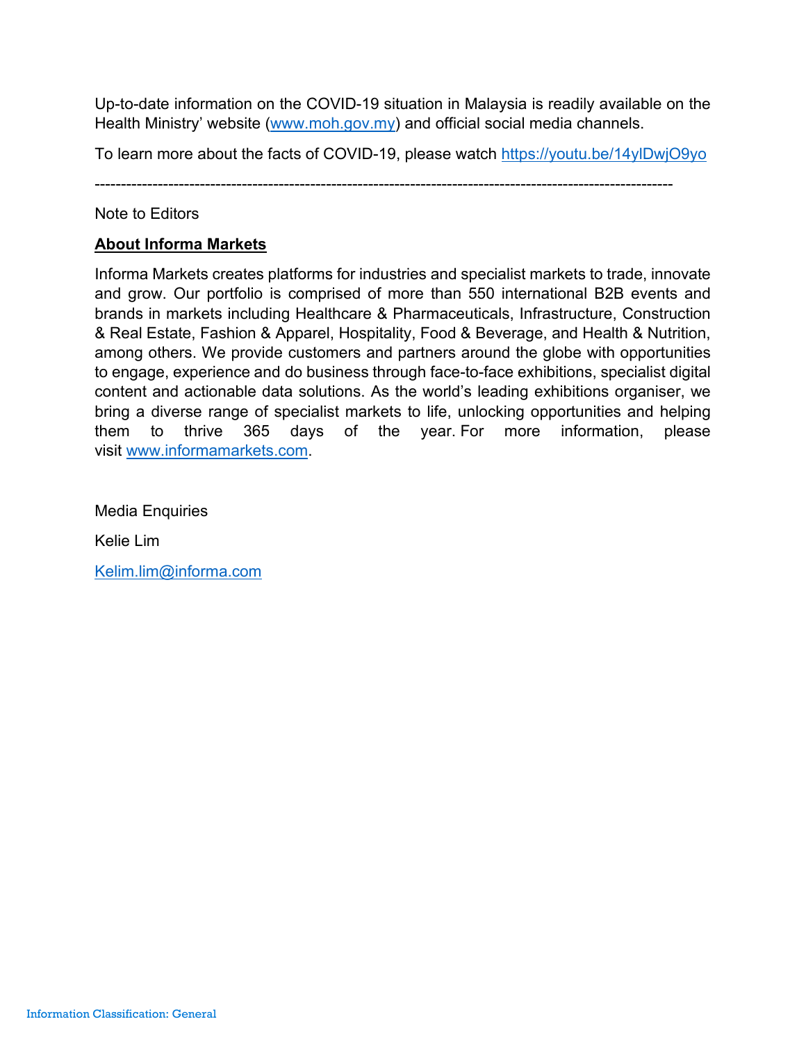Up-to-date information on the COVID-19 situation in Malaysia is readily available on the Health Ministry' website (www.moh.gov.my) and official social media channels.

To learn more about the facts of COVID-19, please watch https://youtu.be/14ylDwjO9yo

---

Note to Editors

**About Informa Markets**

Informa Markets creates platforms for industries and specialist markets to trade, innovate and grow. Our portfolio is comprised of more than 550 international B2B events and brands in markets including Healthcare & Pharmaceuticals, Infrastructure, Construction & Real Estate, Fashion & Apparel, Hospitality, Food & Beverage, and Health & Nutrition, among others. We provide customers and partners around the globe with opportunities to engage, experience and do business through face-to-face exhibitions, specialist digital content and actionable data solutions. As the world's leading exhibitions organiser, we bring a diverse range of specialist markets to life, unlocking opportunities and helping them to thrive 365 days of the year. For more information, please visit www.informamarkets.com.

Media Enquiries

Kelie Lim

Kelim.lim@informa.com